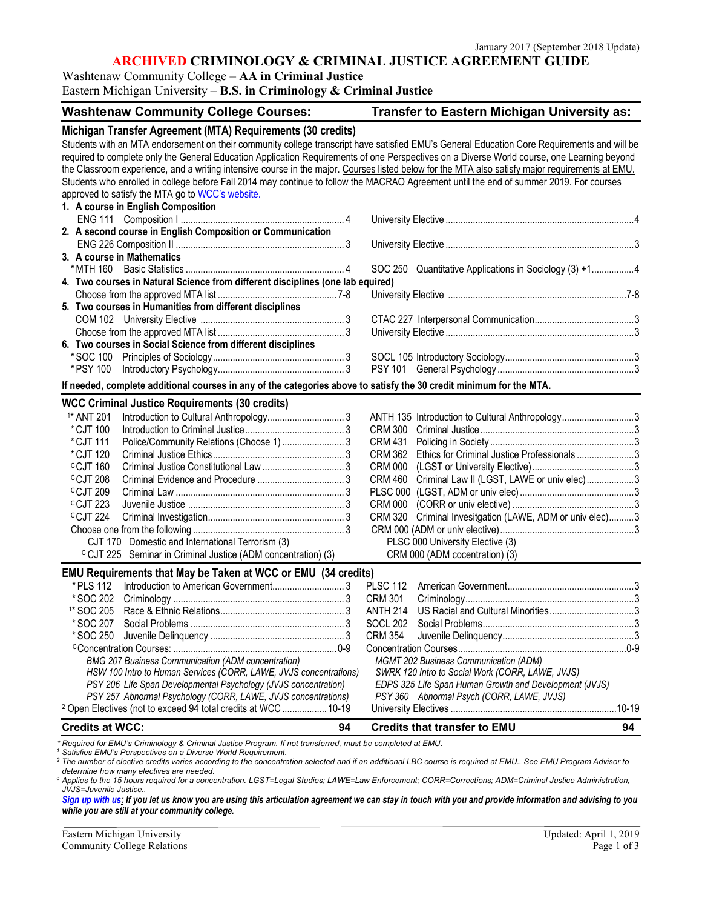January 2017 (September 2018 Update)

# ARCHIVED CRIMINOLOGY & CRIMINAL JUSTICE AGREEMENT GUIDE

Washtenaw Community College – **AA in Criminal Justice**

Eastern Michigan University – **B.S. in Criminology & Criminal Justice**

| Washtenaw Community College Courses: | Transfer to Eastern Michigan University as: |
|---|---|
| **Michigan Transfer Agreement (MTA) Requirements (30 credits)** | |
| **1. A course in English Composition** | |
| ENG 111 Composition I ... 4 | University Elective ... 4 |
| **2. A second course in English Composition or Communication** | |
| ENG 226 Composition II ... 3 | University Elective ... 3 |
| **3. A course in Mathematics** | |
| * MTH 160 Basic Statistics ... 4 | SOC 250 Quantitative Applications in Sociology (3) +1 ... 4 |
| **4. Two courses in Natural Science from different disciplines (one lab equired)** | |
| Choose from the approved MTA list ... 7-8 | University Elective ... 7-8 |
| **5. Two courses in Humanities from different disciplines** | |
| COM 102 University Elective ... 3 | CTAC 227 Interpersonal Communication ... 3 |
| Choose from the approved MTA list ... 3 | University Elective ... 3 |
| **6. Two courses in Social Science from different disciplines** | |
| * SOC 100 Principles of Sociology ... 3 | SOCL 105 Introductory Sociology ... 3 |
| * PSY 100 Introductory Psychology ... 3 | PSY 101 General Psychology ... 3 |

Students with an MTA endorsement on their community college transcript have satisfied EMU's General Education Core Requirements and will be required to complete only the General Education Application Requirements of one Perspectives on a Diverse World course, one Learning beyond the Classroom experience, and a writing intensive course in the major. Courses listed below for the MTA also satisfy major requirements at EMU. Students who enrolled in college before Fall 2014 may continue to follow the MACRAO Agreement until the end of summer 2019. For courses approved to satisfy the MTA go to WCC's website.

**If needed, complete additional courses in any of the categories above to satisfy the 30 credit minimum for the MTA.**

| WCC Criminal Justice Requirements (30 credits) | |
|---|---|
| 1* ANT 201 Introduction to Cultural Anthropology ... 3 | ANTH 135 Introduction to Cultural Anthropology ... 3 |
| * CJT 100 Introduction to Criminal Justice ... 3 | CRM 300 Criminal Justice ... 3 |
| * CJT 111 Police/Community Relations (Choose 1) ... 3 | CRM 431 Policing in Society ... 3 |
| * CJT 120 Criminal Justice Ethics ... 3 | CRM 362 Ethics for Criminal Justice Professionals ... 3 |
| C CJT 160 Criminal Justice Constitutional Law ... 3 | CRM 000 (LGST or University Elective) ... 3 |
| C CJT 208 Criminal Evidence and Procedure ... 3 | CRM 460 Criminal Law II (LGST, LAWE or univ elec) ... 3 |
| C CJT 209 Criminal Law ... 3 | PLSC 000 (LGST, ADM or univ elec) ... 3 |
| C CJT 223 Juvenile Justice ... 3 | CRM 000 (CORR or univ elective) ... 3 |
| C CJT 224 Criminal Investigation ... 3 | CRM 320 Criminal Invesitgation (LAWE, ADM or univ elec) ... 3 |
| Choose one from the following ... 3 | CRM 000 (ADM or univ elective) ... 3 |
| CJT 170 Domestic and International Terrorism (3) | PLSC 000 University Elective (3) |
| C CJT 225 Seminar in Criminal Justice (ADM concentration) (3) | CRM 000 (ADM cocentration) (3) |

| EMU Requirements that May be Taken at WCC or EMU (34 credits) | |
|---|---|
| * PLS 112 Introduction to American Government ... 3 | PLSC 112 American Government ... 3 |
| * SOC 202 Criminology ... 3 | CRM 301 Criminology ... 3 |
| 1* SOC 205 Race & Ethnic Relations ... 3 | ANTH 214 US Racial and Cultural Minorities ... 3 |
| * SOC 207 Social Problems ... 3 | SOCL 202 Social Problems ... 3 |
| * SOC 250 Juvenile Delinquency ... 3 | CRM 354 Juvenile Delinquency ... 3 |
| C Concentration Courses: ... 0-9 | Concentration Courses ... 0-9 |
| *BMG 207 Business Communication (ADM concentration)* | *MGMT 202 Business Communication (ADM)* |
| *HSW 100 Intro to Human Services (CORR, LAWE, JVJS concentrations)* | *SWRK 120 Intro to Social Work (CORR, LAWE, JVJS)* |
| *PSY 206 Life Span Developmental Psychology (JVJS concentration)* | *EDPS 325 Life Span Human Growth and Development (JVJS)* |
| *PSY 257 Abnormal Psychology (CORR, LAWE, JVJS concentrations)* | *PSY 360 Abnormal Psych (CORR, LAWE, JVJS)* |
| 2 Open Electives (not to exceed 94 total credits at WCC ... 10-19 | University Electives ... 10-19 |
| **Credits at WCC: 94** | **Credits that transfer to EMU 94** |

*\* Required for EMU's Criminology & Criminal Justice Program. If not transferred, must be completed at EMU.*

*1 Satisfies EMU's Perspectives on a Diverse World Requirement.*

*2 The number of elective credits varies according to the concentration selected and if an additional LBC course is required at EMU.. See EMU Program Advisor to determine how many electives are needed.*

*c Applies to the 15 hours required for a concentration. LGST=Legal Studies; LAWE=Law Enforcement; CORR=Corrections; ADM=Criminal Justice Administration, JVJS=Juvenile Justice..*

***Sign up with us: If you let us know you are using this articulation agreement we can stay in touch with you and provide information and advising to you while you are still at your community college.***

Eastern Michigan University
Community College Relations

Updated: April 1, 2019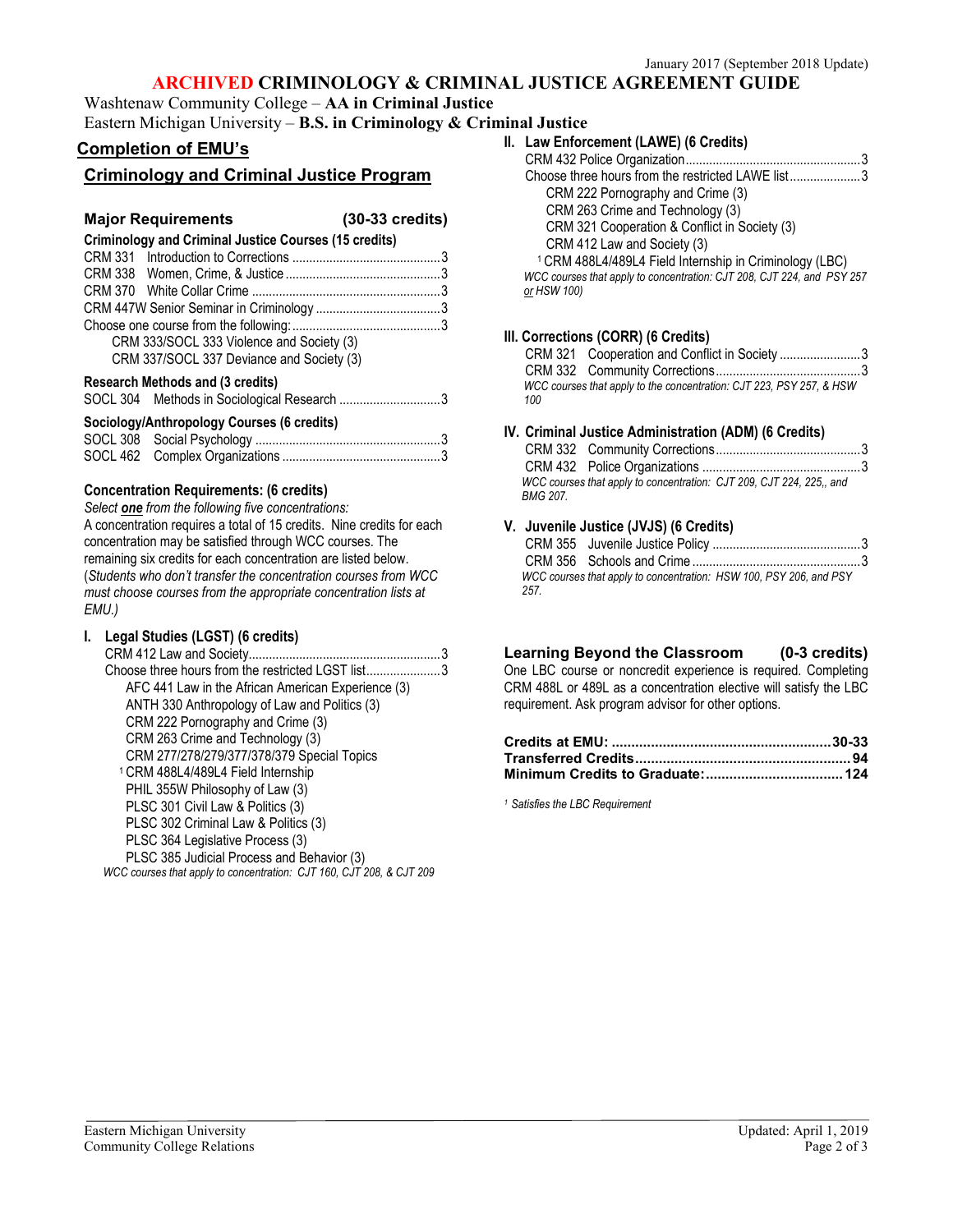January 2017 (September 2018 Update)

# ARCHIVED CRIMINOLOGY & CRIMINAL JUSTICE AGREEMENT GUIDE

Washtenaw Community College – **AA in Criminal Justice**
Eastern Michigan University – **B.S. in Criminology & Criminal Justice**

## Completion of EMU's

## Criminology and Criminal Justice Program

### Major Requirements (30-33 credits)

**Criminology and Criminal Justice Courses (15 credits)**

| Course | Credits |
|---|---|
| CRM 331 Introduction to Corrections | 3 |
| CRM 338 Women, Crime, & Justice | 3 |
| CRM 370 White Collar Crime | 3 |
| CRM 447W Senior Seminar in Criminology | 3 |
| Choose one course from the following: | 3 |

- CRM 333/SOCL 333 Violence and Society (3)
- CRM 337/SOCL 337 Deviance and Society (3)

**Research Methods and (3 credits)**

| Course | Credits |
|---|---|
| SOCL 304 Methods in Sociological Research | 3 |

**Sociology/Anthropology Courses (6 credits)**

| Course | Credits |
|---|---|
| SOCL 308 Social Psychology | 3 |
| SOCL 462 Complex Organizations | 3 |

### Concentration Requirements: (6 credits)

*Select **one** from the following five concentrations:*

A concentration requires a total of 15 credits. Nine credits for each concentration may be satisfied through WCC courses. The remaining six credits for each concentration are listed below. (*Students who don't transfer the concentration courses from WCC must choose courses from the appropriate concentration lists at EMU.)*

#### I. Legal Studies (LGST) (6 credits)

| Course | Credits |
|---|---|
| CRM 412 Law and Society | 3 |
| Choose three hours from the restricted LGST list | 3 |

- AFC 441 Law in the African American Experience (3)
- ANTH 330 Anthropology of Law and Politics (3)
- CRM 222 Pornography and Crime (3)
- CRM 263 Crime and Technology (3)
- CRM 277/278/279/377/378/379 Special Topics
- [1] CRM 488L4/489L4 Field Internship
- PHIL 355W Philosophy of Law (3)
- PLSC 301 Civil Law & Politics (3)
- PLSC 302 Criminal Law & Politics (3)
- PLSC 364 Legislative Process (3)
- PLSC 385 Judicial Process and Behavior (3)

*WCC courses that apply to concentration: CJT 160, CJT 208, & CJT 209*

#### II. Law Enforcement (LAWE) (6 Credits)

| Course | Credits |
|---|---|
| CRM 432 Police Organization | 3 |
| Choose three hours from the restricted LAWE list | 3 |

- CRM 222 Pornography and Crime (3)
- CRM 263 Crime and Technology (3)
- CRM 321 Cooperation & Conflict in Society (3)
- CRM 412 Law and Society (3)
- [1] CRM 488L4/489L4 Field Internship in Criminology (LBC)

*WCC courses that apply to concentration: CJT 208, CJT 224, and PSY 257 or HSW 100)*

#### III. Corrections (CORR) (6 Credits)

| Course | Credits |
|---|---|
| CRM 321 Cooperation and Conflict in Society | 3 |
| CRM 332 Community Corrections | 3 |

*WCC courses that apply to the concentration: CJT 223, PSY 257, & HSW 100*

#### IV. Criminal Justice Administration (ADM) (6 Credits)

| Course | Credits |
|---|---|
| CRM 332 Community Corrections | 3 |
| CRM 432 Police Organizations | 3 |

*WCC courses that apply to concentration: CJT 209, CJT 224, 225,, and BMG 207.*

#### V. Juvenile Justice (JVJS) (6 Credits)

| Course | Credits |
|---|---|
| CRM 355 Juvenile Justice Policy | 3 |
| CRM 356 Schools and Crime | 3 |

*WCC courses that apply to concentration: HSW 100, PSY 206, and PSY 257.*

### Learning Beyond the Classroom (0-3 credits)

One LBC course or noncredit experience is required. Completing CRM 488L or 489L as a concentration elective will satisfy the LBC requirement. Ask program advisor for other options.

| | |
|---|---|
| **Credits at EMU:** | **30-33** |
| **Transferred Credits** | **94** |
| **Minimum Credits to Graduate:** | **124** |

[1] *Satisfies the LBC Requirement*

Eastern Michigan University
Community College Relations

Updated: April 1, 2019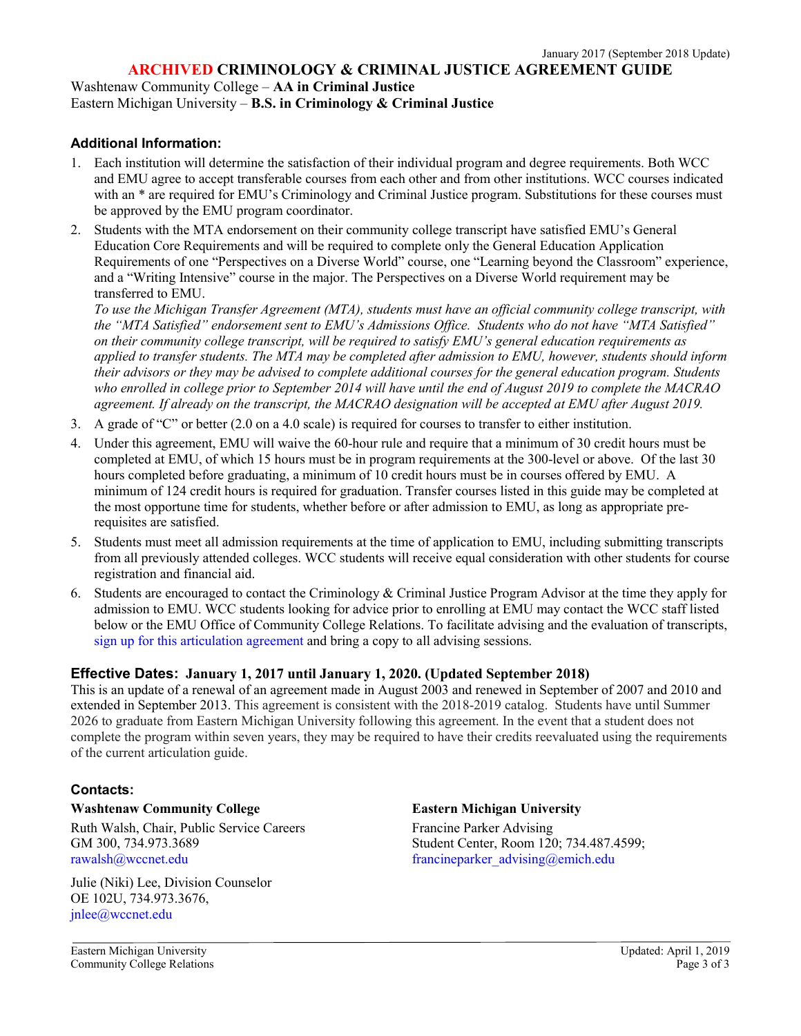January 2017 (September 2018 Update)

# ARCHIVED CRIMINOLOGY & CRIMINAL JUSTICE AGREEMENT GUIDE

Washtenaw Community College – **AA in Criminal Justice**
Eastern Michigan University – **B.S. in Criminology & Criminal Justice**

## Additional Information:

1. Each institution will determine the satisfaction of their individual program and degree requirements. Both WCC and EMU agree to accept transferable courses from each other and from other institutions. WCC courses indicated with an * are required for EMU's Criminology and Criminal Justice program. Substitutions for these courses must be approved by the EMU program coordinator.
2. Students with the MTA endorsement on their community college transcript have satisfied EMU's General Education Core Requirements and will be required to complete only the General Education Application Requirements of one "Perspectives on a Diverse World" course, one "Learning beyond the Classroom" experience, and a "Writing Intensive" course in the major. The Perspectives on a Diverse World requirement may be transferred to EMU.
   *To use the Michigan Transfer Agreement (MTA), students must have an official community college transcript, with the "MTA Satisfied" endorsement sent to EMU's Admissions Office. Students who do not have "MTA Satisfied" on their community college transcript, will be required to satisfy EMU's general education requirements as applied to transfer students. The MTA may be completed after admission to EMU, however, students should inform their advisors or they may be advised to complete additional courses for the general education program. Students who enrolled in college prior to September 2014 will have until the end of August 2019 to complete the MACRAO agreement. If already on the transcript, the MACRAO designation will be accepted at EMU after August 2019.*
3. A grade of "C" or better (2.0 on a 4.0 scale) is required for courses to transfer to either institution.
4. Under this agreement, EMU will waive the 60-hour rule and require that a minimum of 30 credit hours must be completed at EMU, of which 15 hours must be in program requirements at the 300-level or above. Of the last 30 hours completed before graduating, a minimum of 10 credit hours must be in courses offered by EMU. A minimum of 124 credit hours is required for graduation. Transfer courses listed in this guide may be completed at the most opportune time for students, whether before or after admission to EMU, as long as appropriate pre-requisites are satisfied.
5. Students must meet all admission requirements at the time of application to EMU, including submitting transcripts from all previously attended colleges. WCC students will receive equal consideration with other students for course registration and financial aid.
6. Students are encouraged to contact the Criminology & Criminal Justice Program Advisor at the time they apply for admission to EMU. WCC students looking for advice prior to enrolling at EMU may contact the WCC staff listed below or the EMU Office of Community College Relations. To facilitate advising and the evaluation of transcripts, sign up for this articulation agreement and bring a copy to all advising sessions.

## Effective Dates: January 1, 2017 until January 1, 2020. (Updated September 2018)

This is an update of a renewal of an agreement made in August 2003 and renewed in September of 2007 and 2010 and extended in September 2013. This agreement is consistent with the 2018-2019 catalog. Students have until Summer 2026 to graduate from Eastern Michigan University following this agreement. In the event that a student does not complete the program within seven years, they may be required to have their credits reevaluated using the requirements of the current articulation guide.

## Contacts:

**Washtenaw Community College**

Ruth Walsh, Chair, Public Service Careers
GM 300, 734.973.3689
rawalsh@wccnet.edu

Julie (Niki) Lee, Division Counselor
OE 102U, 734.973.3676,
jnlee@wccnet.edu

**Eastern Michigan University**

Francine Parker Advising
Student Center, Room 120; 734.487.4599;
francineparker_advising@emich.edu